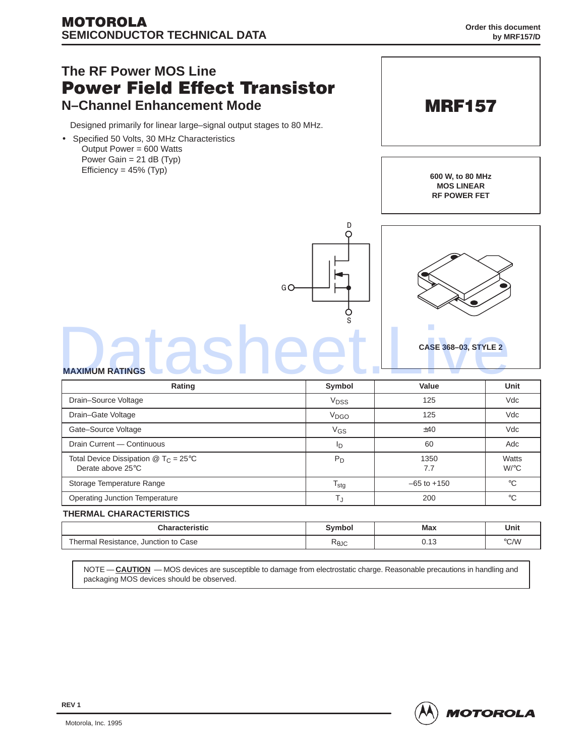MOTOROLA
SEMICONDUCTOR TECHNICAL DATA

Order this document by MRF157/D

# The RF Power MOS Line
# Power Field Effect Transistor
## N–Channel Enhancement Mode

Designed primarily for linear large–signal output stages to 80 MHz.

- Specified 50 Volts, 30 MHz Characteristics
  Output Power = 600 Watts
  Power Gain = 21 dB (Typ)
  Efficiency = 45% (Typ)

**MRF157**

**600 W, to 80 MHz**
**MOS LINEAR**
**RF POWER FET**

D
G
S

**CASE 368–03, STYLE 2**

### MAXIMUM RATINGS

| Rating | Symbol | Value | Unit |
|---|---|---|---|
| Drain–Source Voltage | $V_{DSS}$ | 125 | Vdc |
| Drain–Gate Voltage | $V_{DGO}$ | 125 | Vdc |
| Gate–Source Voltage | $V_{GS}$ | ±40 | Vdc |
| Drain Current — Continuous | $I_D$ | 60 | Adc |
| Total Device Dissipation @ $T_C$ = 25°C<br>Derate above 25°C | $P_D$ | 1350<br>7.7 | Watts<br>W/°C |
| Storage Temperature Range | $T_{stg}$ | –65 to +150 | °C |
| Operating Junction Temperature | $T_J$ | 200 | °C |

### THERMAL CHARACTERISTICS

| Characteristic | Symbol | Max | Unit |
|---|---|---|---|
| Thermal Resistance, Junction to Case | $R_{\theta JC}$ | 0.13 | °C/W |

NOTE — **CAUTION** — MOS devices are susceptible to damage from electrostatic charge. Reasonable precautions in handling and packaging MOS devices should be observed.

REV 1

Motorola, Inc. 1995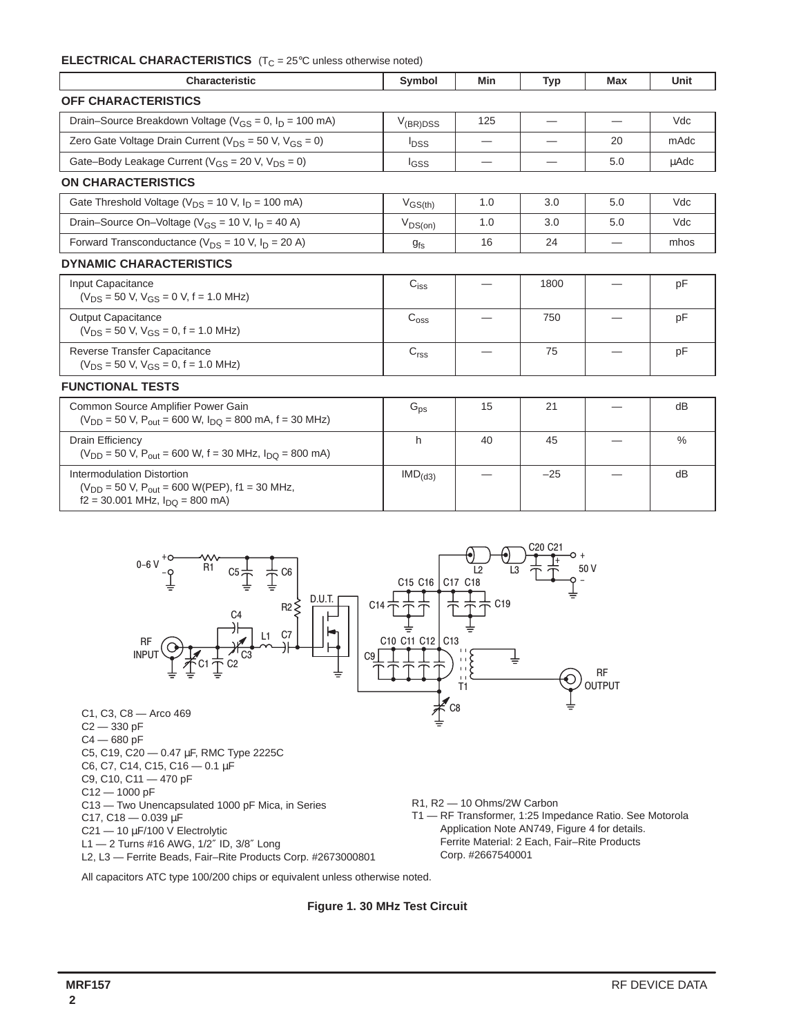**ELECTRICAL CHARACTERISTICS** ($T_C$ = 25°C unless otherwise noted)

| Characteristic | Symbol | Min | Typ | Max | Unit |
|---|---|---|---|---|---|
| **OFF CHARACTERISTICS** | | | | | |
| Drain–Source Breakdown Voltage ($V_{GS}$ = 0, $I_D$ = 100 mA) | $V_{(BR)DSS}$ | 125 | — | — | Vdc |
| Zero Gate Voltage Drain Current ($V_{DS}$ = 50 V, $V_{GS}$ = 0) | $I_{DSS}$ | — | — | 20 | mAdc |
| Gate–Body Leakage Current ($V_{GS}$ = 20 V, $V_{DS}$ = 0) | $I_{GSS}$ | — | — | 5.0 | μAdc |
| **ON CHARACTERISTICS** | | | | | |
| Gate Threshold Voltage ($V_{DS}$ = 10 V, $I_D$ = 100 mA) | $V_{GS(th)}$ | 1.0 | 3.0 | 5.0 | Vdc |
| Drain–Source On–Voltage ($V_{GS}$ = 10 V, $I_D$ = 40 A) | $V_{DS(on)}$ | 1.0 | 3.0 | 5.0 | Vdc |
| Forward Transconductance ($V_{DS}$ = 10 V, $I_D$ = 20 A) | $g_{fs}$ | 16 | 24 | — | mhos |
| **DYNAMIC CHARACTERISTICS** | | | | | |
| Input Capacitance ($V_{DS}$ = 50 V, $V_{GS}$ = 0 V, f = 1.0 MHz) | $C_{iss}$ | — | 1800 | — | pF |
| Output Capacitance ($V_{DS}$ = 50 V, $V_{GS}$ = 0, f = 1.0 MHz) | $C_{oss}$ | — | 750 | — | pF |
| Reverse Transfer Capacitance ($V_{DS}$ = 50 V, $V_{GS}$ = 0, f = 1.0 MHz) | $C_{rss}$ | — | 75 | — | pF |
| **FUNCTIONAL TESTS** | | | | | |
| Common Source Amplifier Power Gain ($V_{DD}$ = 50 V, $P_{out}$ = 600 W, $I_{DQ}$ = 800 mA, f = 30 MHz) | $G_{ps}$ | 15 | 21 | — | dB |
| Drain Efficiency ($V_{DD}$ = 50 V, $P_{out}$ = 600 W, f = 30 MHz, $I_{DQ}$ = 800 mA) | h | 40 | 45 | — | % |
| Intermodulation Distortion ($V_{DD}$ = 50 V, $P_{out}$ = 600 W(PEP), f1 = 30 MHz, f2 = 30.001 MHz, $I_{DQ}$ = 800 mA) | $IMD_{(d3)}$ | — | –25 | — | dB |

C1, C3, C8 — Arco 469
C2 — 330 pF
C4 — 680 pF
C5, C19, C20 — 0.47 μF, RMC Type 2225C
C6, C7, C14, C15, C16 — 0.1 μF
C9, C10, C11 — 470 pF
C12 — 1000 pF
C13 — Two Unencapsulated 1000 pF Mica, in Series
C17, C18 — 0.039 μF
C21 — 10 μF/100 V Electrolytic
L1 — 2 Turns #16 AWG, 1/2″ ID, 3/8″ Long
L2, L3 — Ferrite Beads, Fair–Rite Products Corp. #2673000801
R1, R2 — 10 Ohms/2W Carbon
T1 — RF Transformer, 1:25 Impedance Ratio. See Motorola Application Note AN749, Figure 4 for details. Ferrite Material: 2 Each, Fair–Rite Products Corp. #2667540001

All capacitors ATC type 100/200 chips or equivalent unless otherwise noted.

**Figure 1. 30 MHz Test Circuit**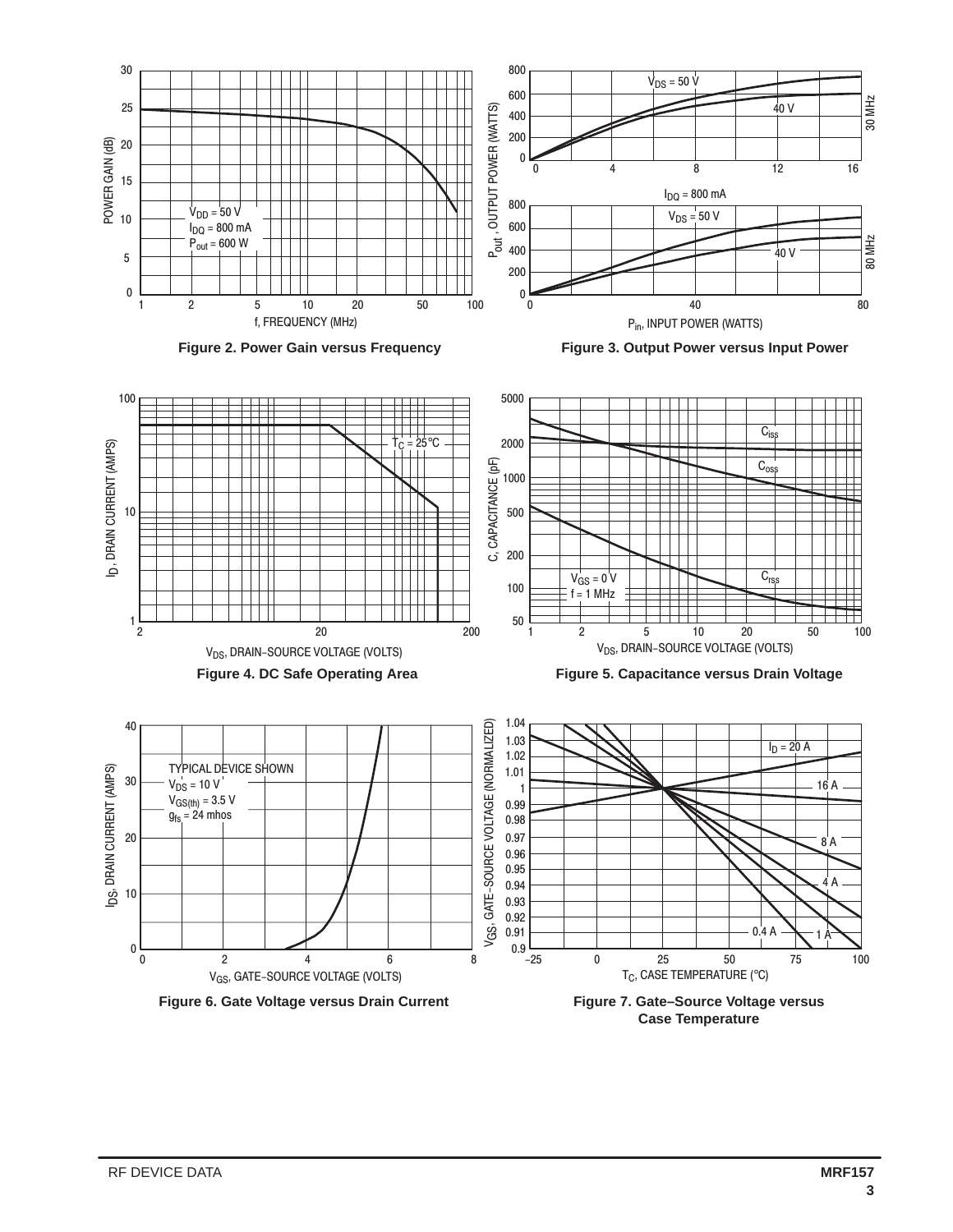Figure 2. Power Gain versus Frequency

Figure 3. Output Power versus Input Power

Figure 4. DC Safe Operating Area

Figure 5. Capacitance versus Drain Voltage

Figure 6. Gate Voltage versus Drain Current

Figure 7. Gate–Source Voltage versus Case Temperature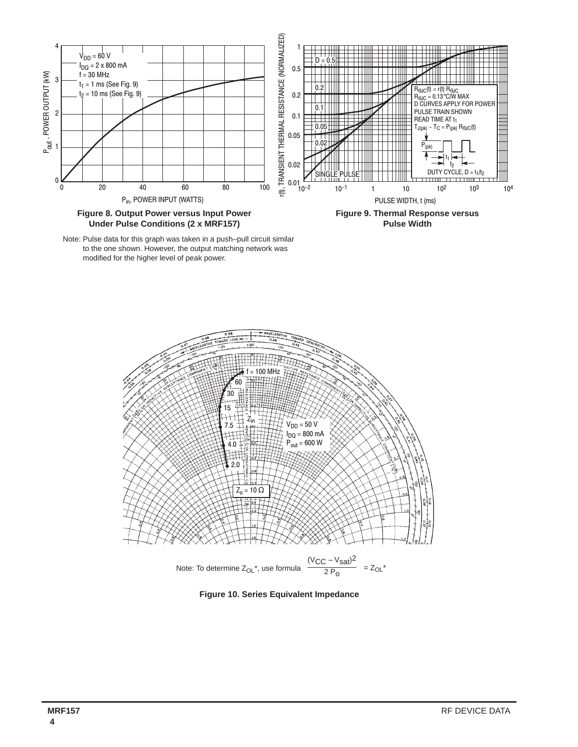**Figure 8. Output Power versus Input Power Under Pulse Conditions (2 x MRF157)**

Note: Pulse data for this graph was taken in a push–pull circuit similar to the one shown. However, the output matching network was modified for the higher level of peak power.

**Figure 9. Thermal Response versus Pulse Width**

Note: To determine $Z_{OL}$*, use formula $\frac{(V_{CC} - V_{sat})^2}{2\,P_o} = Z_{OL}^*$

**Figure 10. Series Equivalent Impedance**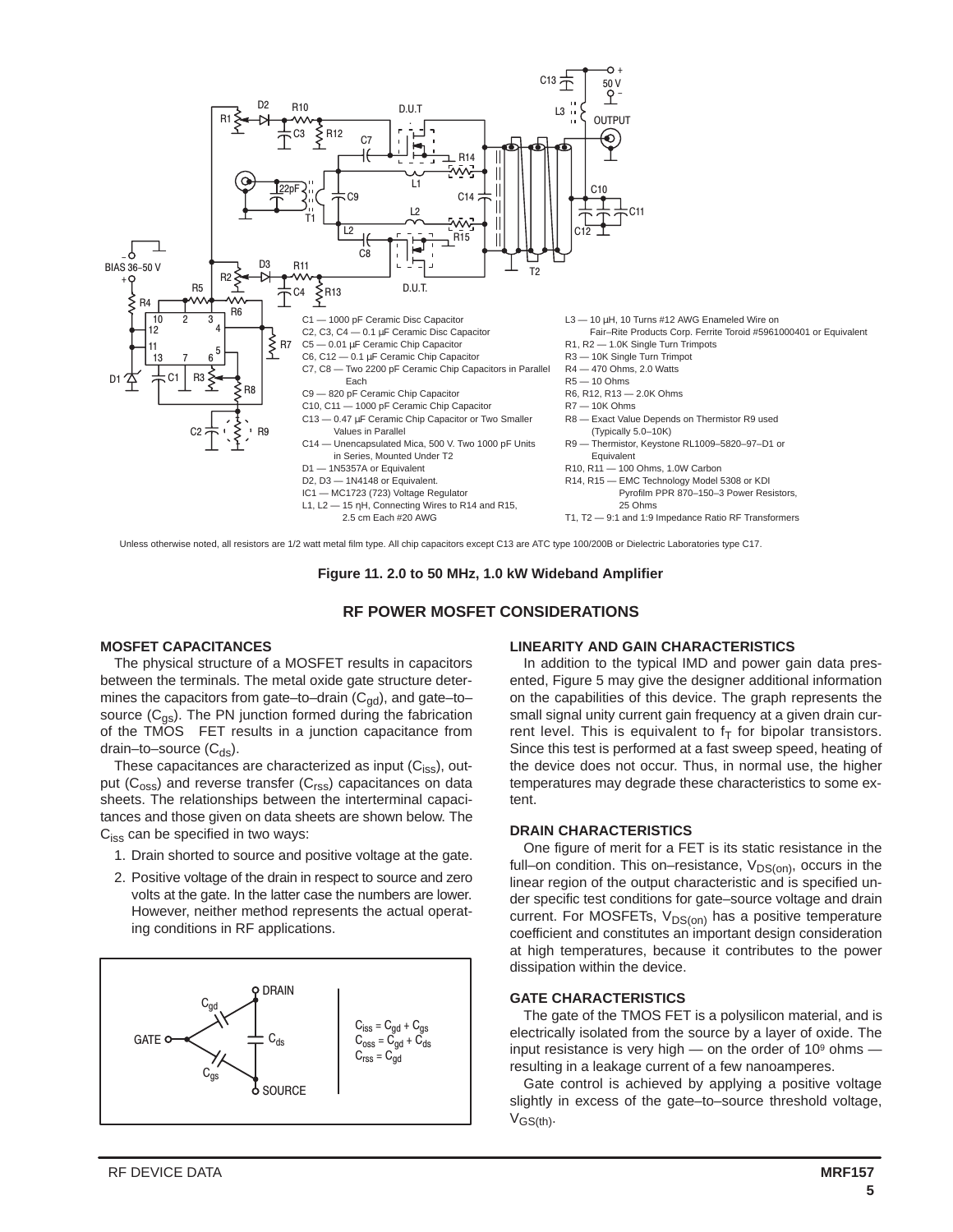C1 — 1000 pF Ceramic Disc Capacitor
C2, C3, C4 — 0.1 µF Ceramic Disc Capacitor
C5 — 0.01 µF Ceramic Chip Capacitor
C6, C12 — 0.1 µF Ceramic Chip Capacitor
C7, C8 — Two 2200 pF Ceramic Chip Capacitors in Parallel Each
C9 — 820 pF Ceramic Chip Capacitor
C10, C11 — 1000 pF Ceramic Chip Capacitor
C13 — 0.47 µF Ceramic Chip Capacitor or Two Smaller Values in Parallel
C14 — Unencapsulated Mica, 500 V. Two 1000 pF Units in Series, Mounted Under T2
D1 — 1N5357A or Equivalent
D2, D3 — 1N4148 or Equivalent.
IC1 — MC1723 (723) Voltage Regulator
L1, L2 — 15 ηH, Connecting Wires to R14 and R15, 2.5 cm Each #20 AWG
L3 — 10 µH, 10 Turns #12 AWG Enameled Wire on Fair–Rite Products Corp. Ferrite Toroid #5961000401 or Equivalent
R1, R2 — 1.0K Single Turn Trimpots
R3 — 10K Single Turn Trimpot
R4 — 470 Ohms, 2.0 Watts
R5 — 10 Ohms
R6, R12, R13 — 2.0K Ohms
R7 — 10K Ohms
R8 — Exact Value Depends on Thermistor R9 used (Typically 5.0–10K)
R9 — Thermistor, Keystone RL1009–5820–97–D1 or Equivalent
R10, R11 — 100 Ohms, 1.0W Carbon
R14, R15 — EMC Technology Model 5308 or KDI Pyrofilm PPR 870–150–3 Power Resistors, 25 Ohms
T1, T2 — 9:1 and 1:9 Impedance Ratio RF Transformers

Unless otherwise noted, all resistors are 1/2 watt metal film type. All chip capacitors except C13 are ATC type 100/200B or Dielectric Laboratories type C17.

**Figure 11. 2.0 to 50 MHz, 1.0 kW Wideband Amplifier**

## RF POWER MOSFET CONSIDERATIONS

### MOSFET CAPACITANCES

The physical structure of a MOSFET results in capacitors between the terminals. The metal oxide gate structure determines the capacitors from gate–to–drain ($C_{gd}$), and gate–to–source ($C_{gs}$). The PN junction formed during the fabrication of the TMOS FET results in a junction capacitance from drain–to–source ($C_{ds}$).

These capacitances are characterized as input ($C_{iss}$), output ($C_{oss}$) and reverse transfer ($C_{rss}$) capacitances on data sheets. The relationships between the interterminal capacitances and those given on data sheets are shown below. The $C_{iss}$ can be specified in two ways:

1. Drain shorted to source and positive voltage at the gate.
2. Positive voltage of the drain in respect to source and zero volts at the gate. In the latter case the numbers are lower. However, neither method represents the actual operating conditions in RF applications.

$$C_{iss} = C_{gd} + C_{gs}$$
$$C_{oss} = C_{gd} + C_{ds}$$
$$C_{rss} = C_{gd}$$

### LINEARITY AND GAIN CHARACTERISTICS

In addition to the typical IMD and power gain data presented, Figure 5 may give the designer additional information on the capabilities of this device. The graph represents the small signal unity current gain frequency at a given drain current level. This is equivalent to $f_T$ for bipolar transistors. Since this test is performed at a fast sweep speed, heating of the device does not occur. Thus, in normal use, the higher temperatures may degrade these characteristics to some extent.

### DRAIN CHARACTERISTICS

One figure of merit for a FET is its static resistance in the full–on condition. This on–resistance, $V_{DS(on)}$, occurs in the linear region of the output characteristic and is specified under specific test conditions for gate–source voltage and drain current. For MOSFETs, $V_{DS(on)}$ has a positive temperature coefficient and constitutes an important design consideration at high temperatures, because it contributes to the power dissipation within the device.

### GATE CHARACTERISTICS

The gate of the TMOS FET is a polysilicon material, and is electrically isolated from the source by a layer of oxide. The input resistance is very high — on the order of $10^9$ ohms — resulting in a leakage current of a few nanoamperes.

Gate control is achieved by applying a positive voltage slightly in excess of the gate–to–source threshold voltage, $V_{GS(th)}$.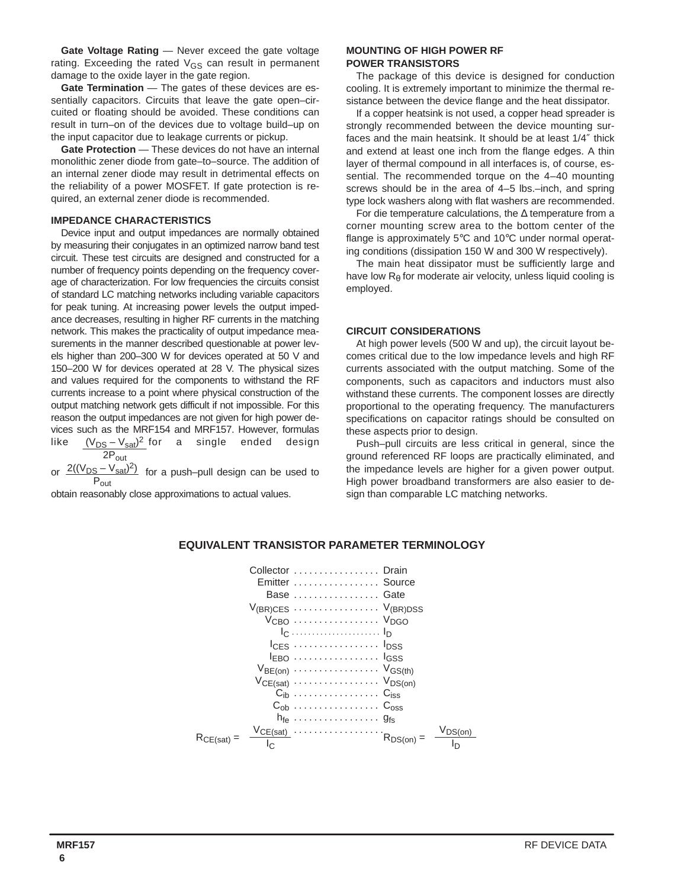**Gate Voltage Rating** — Never exceed the gate voltage rating. Exceeding the rated $V_{GS}$ can result in permanent damage to the oxide layer in the gate region.

**Gate Termination** — The gates of these devices are essentially capacitors. Circuits that leave the gate open–circuited or floating should be avoided. These conditions can result in turn–on of the devices due to voltage build–up on the input capacitor due to leakage currents or pickup.

**Gate Protection** — These devices do not have an internal monolithic zener diode from gate–to–source. The addition of an internal zener diode may result in detrimental effects on the reliability of a power MOSFET. If gate protection is required, an external zener diode is recommended.

## IMPEDANCE CHARACTERISTICS

Device input and output impedances are normally obtained by measuring their conjugates in an optimized narrow band test circuit. These test circuits are designed and constructed for a number of frequency points depending on the frequency coverage of characterization. For low frequencies the circuits consist of standard LC matching networks including variable capacitors for peak tuning. At increasing power levels the output impedance decreases, resulting in higher RF currents in the matching network. This makes the practicality of output impedance measurements in the manner described questionable at power levels higher than 200–300 W for devices operated at 50 V and 150–200 W for devices operated at 28 V. The physical sizes and values required for the components to withstand the RF currents increase to a point where physical construction of the output matching network gets difficult if not impossible. For this reason the output impedances are not given for high power devices such as the MRF154 and MRF157. However, formulas like $\frac{(V_{DS} - V_{sat})^2}{2P_{out}}$ for a single ended design or $\frac{2((V_{DS} - V_{sat})^2)}{P_{out}}$ for a push–pull design can be used to obtain reasonably close approximations to actual values.

## MOUNTING OF HIGH POWER RF POWER TRANSISTORS

The package of this device is designed for conduction cooling. It is extremely important to minimize the thermal resistance between the device flange and the heat dissipator.

If a copper heatsink is not used, a copper head spreader is strongly recommended between the device mounting surfaces and the main heatsink. It should be at least 1/4″ thick and extend at least one inch from the flange edges. A thin layer of thermal compound in all interfaces is, of course, essential. The recommended torque on the 4–40 mounting screws should be in the area of 4–5 lbs.–inch, and spring type lock washers along with flat washers are recommended.

For die temperature calculations, the Δ temperature from a corner mounting screw area to the bottom center of the flange is approximately 5°C and 10°C under normal operating conditions (dissipation 150 W and 300 W respectively).

The main heat dissipator must be sufficiently large and have low $R_{\theta}$ for moderate air velocity, unless liquid cooling is employed.

## CIRCUIT CONSIDERATIONS

At high power levels (500 W and up), the circuit layout becomes critical due to the low impedance levels and high RF currents associated with the output matching. Some of the components, such as capacitors and inductors must also withstand these currents. The component losses are directly proportional to the operating frequency. The manufacturers specifications on capacitor ratings should be consulted on these aspects prior to design.

Push–pull circuits are less critical in general, since the ground referenced RF loops are practically eliminated, and the impedance levels are higher for a given power output. High power broadband transformers are also easier to design than comparable LC matching networks.

## EQUIVALENT TRANSISTOR PARAMETER TERMINOLOGY

| Bipolar | MOSFET |
|---|---|
| Collector | Drain |
| Emitter | Source |
| Base | Gate |
| $V_{(BR)CES}$ | $V_{(BR)DSS}$ |
| $V_{CBO}$ | $V_{DGO}$ |
| $I_C$ | $I_D$ |
| $I_{CES}$ | $I_{DSS}$ |
| $I_{EBO}$ | $I_{GSS}$ |
| $V_{BE(on)}$ | $V_{GS(th)}$ |
| $V_{CE(sat)}$ | $V_{DS(on)}$ |
| $C_{ib}$ | $C_{iss}$ |
| $C_{ob}$ | $C_{oss}$ |
| $h_{fe}$ | $g_{fs}$ |
| $R_{CE(sat)} = \frac{V_{CE(sat)}}{I_C}$ | $R_{DS(on)} = \frac{V_{DS(on)}}{I_D}$ |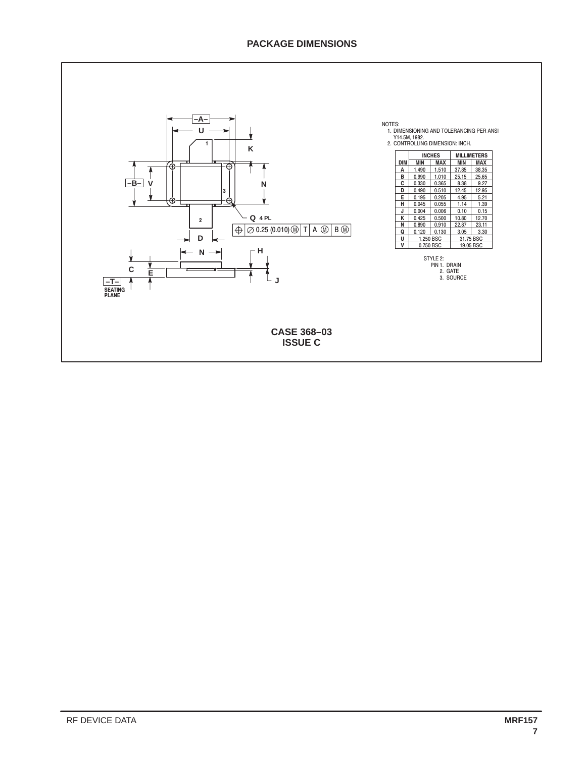## PACKAGE DIMENSIONS

NOTES:
1. DIMENSIONING AND TOLERANCING PER ANSI Y14.5M, 1982.
2. CONTROLLING DIMENSION: INCH.

| DIM | INCHES | | MILLIMETERS | |
|---|---|---|---|---|
| | MIN | MAX | MIN | MAX |
| A | 1.490 | 1.510 | 37.85 | 38.35 |
| B | 0.990 | 1.010 | 25.15 | 25.65 |
| C | 0.330 | 0.365 | 8.38 | 9.27 |
| D | 0.490 | 0.510 | 12.45 | 12.95 |
| E | 0.195 | 0.205 | 4.95 | 5.21 |
| H | 0.045 | 0.055 | 1.14 | 1.39 |
| J | 0.004 | 0.006 | 0.10 | 0.15 |
| K | 0.425 | 0.500 | 10.80 | 12.70 |
| N | 0.890 | 0.910 | 22.87 | 23.11 |
| Q | 0.120 | 0.130 | 3.05 | 3.30 |
| U | 1.250 BSC | | 31.75 BSC | |
| V | 0.750 BSC | | 19.05 BSC | |

STYLE 2:
PIN 1. DRAIN
2. GATE
3. SOURCE

Q 4 PL: ⊕ ∅ 0.25 (0.010) Ⓜ | T | A Ⓜ | B Ⓜ

–T– SEATING PLANE

**CASE 368–03**
**ISSUE C**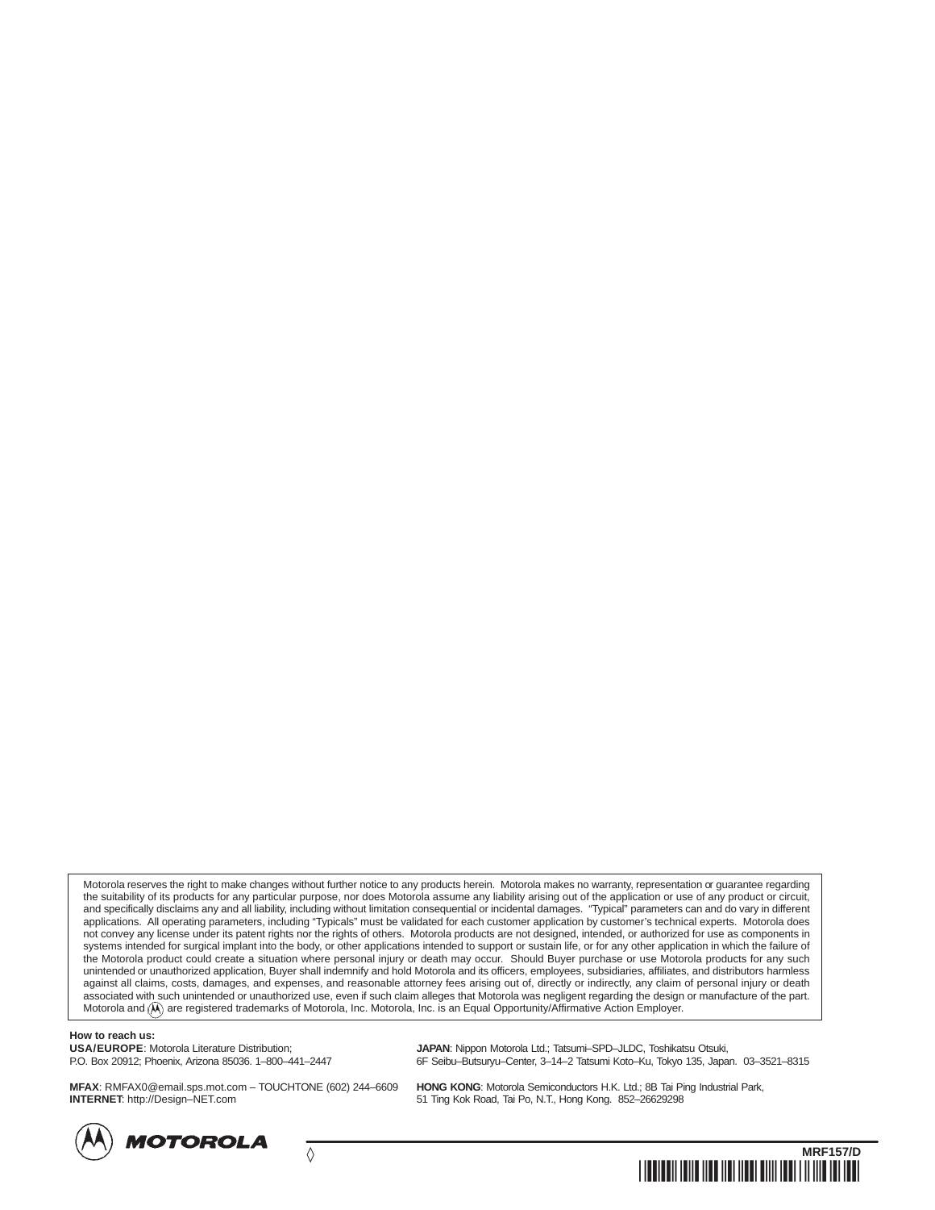Motorola reserves the right to make changes without further notice to any products herein. Motorola makes no warranty, representation or guarantee regarding the suitability of its products for any particular purpose, nor does Motorola assume any liability arising out of the application or use of any product or circuit, and specifically disclaims any and all liability, including without limitation consequential or incidental damages. "Typical" parameters can and do vary in different applications. All operating parameters, including "Typicals" must be validated for each customer application by customer's technical experts. Motorola does not convey any license under its patent rights nor the rights of others. Motorola products are not designed, intended, or authorized for use as components in systems intended for surgical implant into the body, or other applications intended to support or sustain life, or for any other application in which the failure of the Motorola product could create a situation where personal injury or death may occur. Should Buyer purchase or use Motorola products for any such unintended or unauthorized application, Buyer shall indemnify and hold Motorola and its officers, employees, subsidiaries, affiliates, and distributors harmless against all claims, costs, damages, and expenses, and reasonable attorney fees arising out of, directly or indirectly, any claim of personal injury or death associated with such unintended or unauthorized use, even if such claim alleges that Motorola was negligent regarding the design or manufacture of the part. Motorola and Ⓜ are registered trademarks of Motorola, Inc. Motorola, Inc. is an Equal Opportunity/Affirmative Action Employer.

**How to reach us:**
**USA/EUROPE**: Motorola Literature Distribution;
P.O. Box 20912; Phoenix, Arizona 85036. 1–800–441–2447

**MFAX**: RMFAX0@email.sps.mot.com – TOUCHTONE (602) 244–6609
**INTERNET**: http://Design–NET.com

**JAPAN**: Nippon Motorola Ltd.; Tatsumi–SPD–JLDC, Toshikatsu Otsuki,
6F Seibu–Butsuryu–Center, 3–14–2 Tatsumi Koto–Ku, Tokyo 135, Japan. 03–3521–8315

**HONG KONG**: Motorola Semiconductors H.K. Ltd.; 8B Tai Ping Industrial Park,
51 Ting Kok Road, Tai Po, N.T., Hong Kong. 852–26629298

**MOTOROLA**

◊

**MRF157/D**